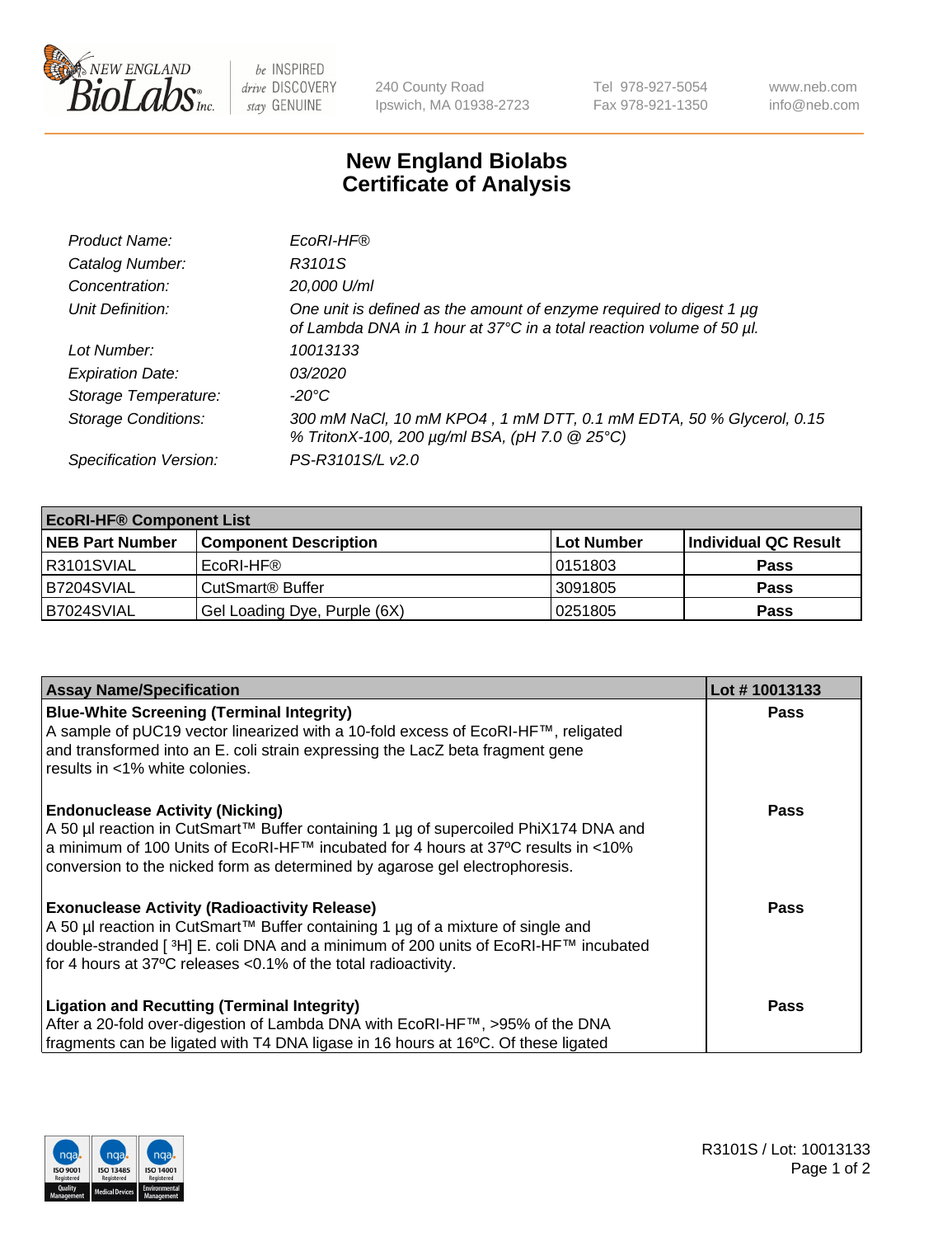NEW ENGLAND BioLabs Inc. | be INSPIRED drive DISCOVERY stay GENUINE | 240 County Road Ipswich, MA 01938-2723 | Tel 978-927-5054 Fax 978-921-1350 | www.neb.com info@neb.com

# New England Biolabs Certificate of Analysis

| | |
|---|---|
| *Product Name:* | *EcoRI-HF®* |
| *Catalog Number:* | *R3101S* |
| *Concentration:* | *20,000 U/ml* |
| *Unit Definition:* | *One unit is defined as the amount of enzyme required to digest 1 µg of Lambda DNA in 1 hour at 37°C in a total reaction volume of 50 µl.* |
| *Lot Number:* | *10013133* |
| *Expiration Date:* | *03/2020* |
| *Storage Temperature:* | *-20°C* |
| *Storage Conditions:* | *300 mM NaCl, 10 mM KPO4 , 1 mM DTT, 0.1 mM EDTA, 50 % Glycerol, 0.15 % TritonX-100, 200 µg/ml BSA, (pH 7.0 @ 25°C)* |
| *Specification Version:* | *PS-R3101S/L v2.0* |

| **EcoRI-HF® Component List** | | | |
|---|---|---|---|
| **NEB Part Number** | **Component Description** | **Lot Number** | **Individual QC Result** |
| R3101SVIAL | EcoRI-HF® | 0151803 | **Pass** |
| B7204SVIAL | CutSmart® Buffer | 3091805 | **Pass** |
| B7024SVIAL | Gel Loading Dye, Purple (6X) | 0251805 | **Pass** |

| **Assay Name/Specification** | **Lot # 10013133** |
|---|---|
| **Blue-White Screening (Terminal Integrity)** A sample of pUC19 vector linearized with a 10-fold excess of EcoRI-HF™, religated and transformed into an E. coli strain expressing the LacZ beta fragment gene results in <1% white colonies. | **Pass** |
| **Endonuclease Activity (Nicking)** A 50 µl reaction in CutSmart™ Buffer containing 1 µg of supercoiled PhiX174 DNA and a minimum of 100 Units of EcoRI-HF™ incubated for 4 hours at 37ºC results in <10% conversion to the nicked form as determined by agarose gel electrophoresis. | **Pass** |
| **Exonuclease Activity (Radioactivity Release)** A 50 µl reaction in CutSmart™ Buffer containing 1 µg of a mixture of single and double-stranded [ ³H] E. coli DNA and a minimum of 200 units of EcoRI-HF™ incubated for 4 hours at 37ºC releases <0.1% of the total radioactivity. | **Pass** |
| **Ligation and Recutting (Terminal Integrity)** After a 20-fold over-digestion of Lambda DNA with EcoRI-HF™, >95% of the DNA fragments can be ligated with T4 DNA ligase in 16 hours at 16ºC. Of these ligated | **Pass** |

R3101S / Lot: 10013133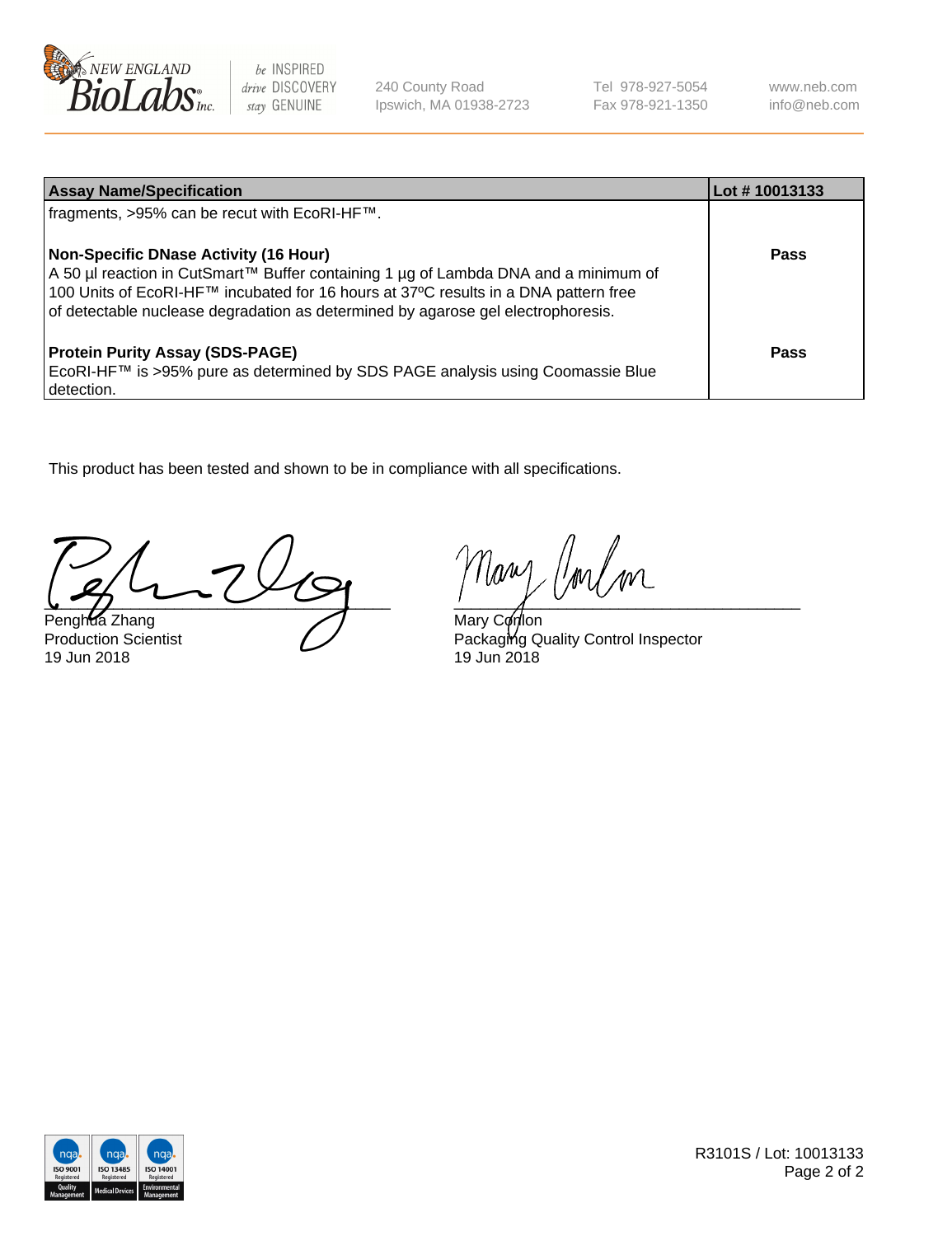| Assay Name/Specification | Lot # 10013133 |
| --- | --- |
| fragments, >95% can be recut with EcoRI-HF™. | |
| **Non-Specific DNase Activity (16 Hour)**<br>A 50 µl reaction in CutSmart™ Buffer containing 1 µg of Lambda DNA and a minimum of 100 Units of EcoRI-HF™ incubated for 16 hours at 37ºC results in a DNA pattern free of detectable nuclease degradation as determined by agarose gel electrophoresis. | **Pass** |
| **Protein Purity Assay (SDS-PAGE)**<br>EcoRI-HF™ is >95% pure as determined by SDS PAGE analysis using Coomassie Blue detection. | **Pass** |

This product has been tested and shown to be in compliance with all specifications.

Penghua Zhang
Production Scientist
19 Jun 2018

Mary Conlon
Packaging Quality Control Inspector
19 Jun 2018

R3101S / Lot: 10013133